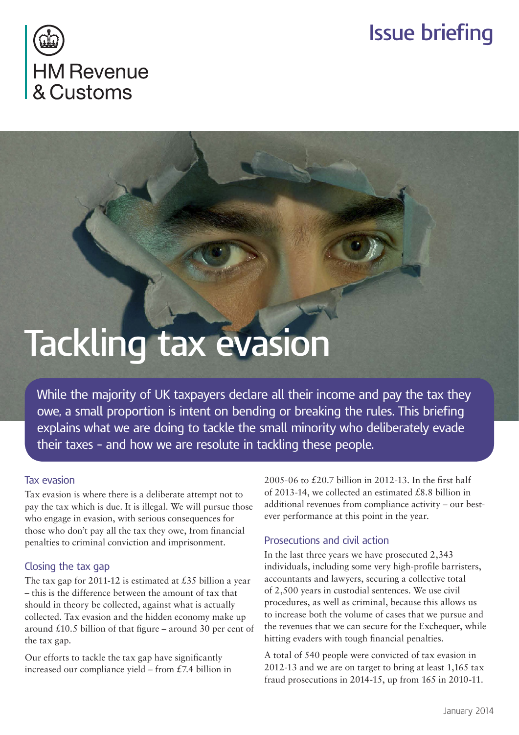HM Revenue & Customs

Issue briefing

# Tackling tax evasion

While the majority of UK taxpayers declare all their income and pay the tax they owe, a small proportion is intent on bending or breaking the rules. This briefing explains what we are doing to tackle the small minority who deliberately evade their taxes - and how we are resolute in tackling these people.

## Tax evasion

Tax evasion is where there is a deliberate attempt not to pay the tax which is due. It is illegal. We will pursue those who engage in evasion, with serious consequences for those who don't pay all the tax they owe, from financial penalties to criminal conviction and imprisonment.

## Closing the tax gap

The tax gap for 2011-12 is estimated at £35 billion a year – this is the difference between the amount of tax that should in theory be collected, against what is actually collected. Tax evasion and the hidden economy make up around £10.5 billion of that figure – around 30 per cent of the tax gap.

Our efforts to tackle the tax gap have significantly increased our compliance yield – from £7.4 billion in 2005-06 to £20.7 billion in 2012-13. In the first half of 2013-14, we collected an estimated £8.8 billion in additional revenues from compliance activity – our best-ever performance at this point in the year.

## Prosecutions and civil action

In the last three years we have prosecuted 2,343 individuals, including some very high-profile barristers, accountants and lawyers, securing a collective total of 2,500 years in custodial sentences. We use civil procedures, as well as criminal, because this allows us to increase both the volume of cases that we pursue and the revenues that we can secure for the Exchequer, while hitting evaders with tough financial penalties.

A total of 540 people were convicted of tax evasion in 2012-13 and we are on target to bring at least 1,165 tax fraud prosecutions in 2014-15, up from 165 in 2010-11.

January 2014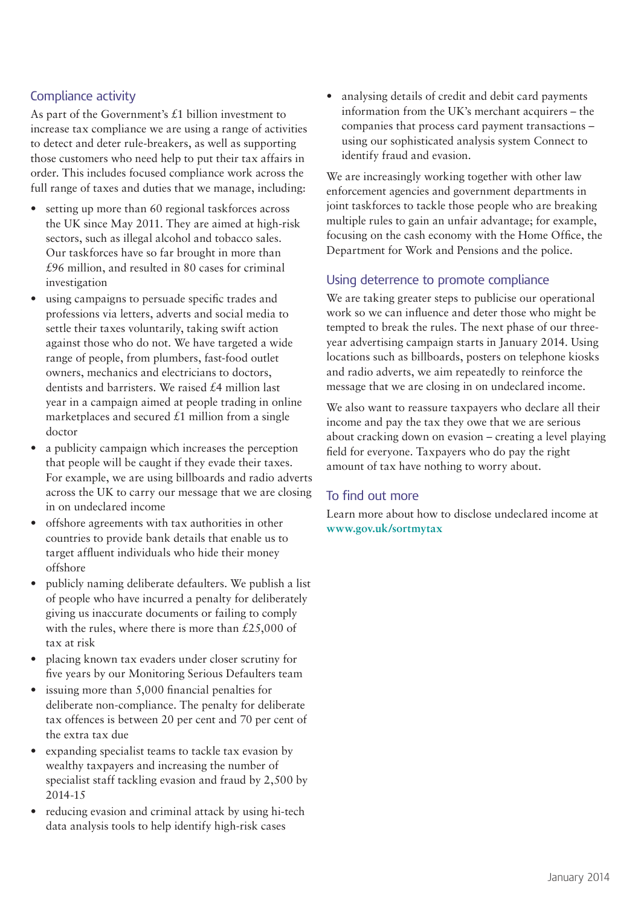## Compliance activity

As part of the Government's £1 billion investment to increase tax compliance we are using a range of activities to detect and deter rule-breakers, as well as supporting those customers who need help to put their tax affairs in order. This includes focused compliance work across the full range of taxes and duties that we manage, including:

- setting up more than 60 regional taskforces across the UK since May 2011. They are aimed at high-risk sectors, such as illegal alcohol and tobacco sales. Our taskforces have so far brought in more than £96 million, and resulted in 80 cases for criminal investigation
- using campaigns to persuade specific trades and professions via letters, adverts and social media to settle their taxes voluntarily, taking swift action against those who do not. We have targeted a wide range of people, from plumbers, fast-food outlet owners, mechanics and electricians to doctors, dentists and barristers. We raised £4 million last year in a campaign aimed at people trading in online marketplaces and secured £1 million from a single doctor
- a publicity campaign which increases the perception that people will be caught if they evade their taxes. For example, we are using billboards and radio adverts across the UK to carry our message that we are closing in on undeclared income
- offshore agreements with tax authorities in other countries to provide bank details that enable us to target affluent individuals who hide their money offshore
- publicly naming deliberate defaulters. We publish a list of people who have incurred a penalty for deliberately giving us inaccurate documents or failing to comply with the rules, where there is more than £25,000 of tax at risk
- placing known tax evaders under closer scrutiny for five years by our Monitoring Serious Defaulters team
- issuing more than 5,000 financial penalties for deliberate non-compliance. The penalty for deliberate tax offences is between 20 per cent and 70 per cent of the extra tax due
- expanding specialist teams to tackle tax evasion by wealthy taxpayers and increasing the number of specialist staff tackling evasion and fraud by 2,500 by 2014-15
- reducing evasion and criminal attack by using hi-tech data analysis tools to help identify high-risk cases
- analysing details of credit and debit card payments information from the UK's merchant acquirers – the companies that process card payment transactions – using our sophisticated analysis system Connect to identify fraud and evasion.

We are increasingly working together with other law enforcement agencies and government departments in joint taskforces to tackle those people who are breaking multiple rules to gain an unfair advantage; for example, focusing on the cash economy with the Home Office, the Department for Work and Pensions and the police.

## Using deterrence to promote compliance

We are taking greater steps to publicise our operational work so we can influence and deter those who might be tempted to break the rules. The next phase of our three-year advertising campaign starts in January 2014. Using locations such as billboards, posters on telephone kiosks and radio adverts, we aim repeatedly to reinforce the message that we are closing in on undeclared income.

We also want to reassure taxpayers who declare all their income and pay the tax they owe that we are serious about cracking down on evasion – creating a level playing field for everyone. Taxpayers who do pay the right amount of tax have nothing to worry about.

## To find out more

Learn more about how to disclose undeclared income at **www.gov.uk/sortmytax**